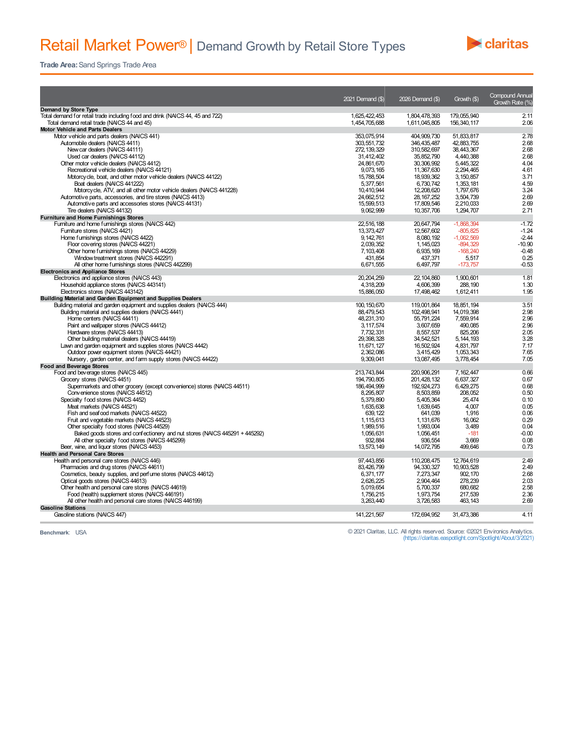# Retail Market Power® | Demand Growth by Retail Store Types

**Trade Area:** Sand Springs Trade Area

| | 2021 Demand ($) | 2026 Demand ($) | Growth ($) | Compound Annual Growth Rate (%) |
|---|---|---|---|---|
| **Demand by Store Type** | | | | |
| Total demand for retail trade including food and drink (NAICS 44, 45 and 722) | 1,625,422,453 | 1,804,478,393 | 179,055,940 | 2.11 |
| Total demand retail trade (NAICS 44 and 45) | 1,454,705,688 | 1,611,045,805 | 156,340,117 | 2.06 |
| **Motor Vehicle and Parts Dealers** | | | | |
| Motor vehicle and parts dealers (NAICS 441) | 353,075,914 | 404,909,730 | 51,833,817 | 2.78 |
| Automobile dealers (NAICS 4411) | 303,551,732 | 346,435,487 | 42,883,755 | 2.68 |
| New car dealers (NAICS 44111) | 272,139,329 | 310,582,697 | 38,443,367 | 2.68 |
| Used car dealers (NAICS 44112) | 31,412,402 | 35,852,790 | 4,440,388 | 2.68 |
| Other motor vehicle dealers (NAICS 4412) | 24,861,670 | 30,306,992 | 5,445,322 | 4.04 |
| Recreational vehicle dealers (NAICS 44121) | 9,073,165 | 11,367,630 | 2,294,465 | 4.61 |
| Motorcycle, boat, and other motor vehicle dealers (NAICS 44122) | 15,788,504 | 18,939,362 | 3,150,857 | 3.71 |
| Boat dealers (NAICS 441222) | 5,377,561 | 6,730,742 | 1,353,181 | 4.59 |
| Motorcycle, ATV, and all other motor vehicle dealers (NAICS 441228) | 10,410,944 | 12,208,620 | 1,797,676 | 3.24 |
| Automotive parts, accessories, and tire stores (NAICS 4413) | 24,662,512 | 28,167,252 | 3,504,739 | 2.69 |
| Automotive parts and accessories stores (NAICS 44131) | 15,599,513 | 17,809,546 | 2,210,033 | 2.69 |
| Tire dealers (NAICS 44132) | 9,062,999 | 10,357,706 | 1,294,707 | 2.71 |
| **Furniture and Home Furnishings Stores** | | | | |
| Furniture and home furnishings stores (NAICS 442) | 22,516,188 | 20,647,794 | -1,868,394 | -1.72 |
| Furniture stores (NAICS 4421) | 13,373,427 | 12,567,602 | -805,825 | -1.24 |
| Home furnishings stores (NAICS 4422) | 9,142,761 | 8,080,192 | -1,062,569 | -2.44 |
| Floor covering stores (NAICS 44221) | 2,039,352 | 1,145,023 | -894,329 | -10.90 |
| Other home furnishings stores (NAICS 44229) | 7,103,408 | 6,935,169 | -168,240 | -0.48 |
| Window treatment stores (NAICS 442291) | 431,854 | 437,371 | 5,517 | 0.25 |
| All other home furnishings stores (NAICS 442299) | 6,671,555 | 6,497,797 | -173,757 | -0.53 |
| **Electronics and Appliance Stores** | | | | |
| Electronics and appliance stores (NAICS 443) | 20,204,259 | 22,104,860 | 1,900,601 | 1.81 |
| Household appliance stores (NAICS 443141) | 4,318,209 | 4,606,399 | 288,190 | 1.30 |
| Electronics stores (NAICS 443142) | 15,886,050 | 17,498,462 | 1,612,411 | 1.95 |
| **Building Material and Garden Equipment and Supplies Dealers** | | | | |
| Building material and garden equipment and supplies dealers (NAICS 444) | 100,150,670 | 119,001,864 | 18,851,194 | 3.51 |
| Building material and supplies dealers (NAICS 4441) | 88,479,543 | 102,498,941 | 14,019,398 | 2.98 |
| Home centers (NAICS 44411) | 48,231,310 | 55,791,224 | 7,559,914 | 2.96 |
| Paint and wallpaper stores (NAICS 44412) | 3,117,574 | 3,607,659 | 490,085 | 2.96 |
| Hardware stores (NAICS 44413) | 7,732,331 | 8,557,537 | 825,206 | 2.05 |
| Other building material dealers (NAICS 44419) | 29,398,328 | 34,542,521 | 5,144,193 | 3.28 |
| Lawn and garden equipment and supplies stores (NAICS 4442) | 11,671,127 | 16,502,924 | 4,831,797 | 7.17 |
| Outdoor power equipment stores (NAICS 44421) | 2,362,086 | 3,415,429 | 1,053,343 | 7.65 |
| Nursery, garden center, and farm supply stores (NAICS 44422) | 9,309,041 | 13,087,495 | 3,778,454 | 7.05 |
| **Food and Beverage Stores** | | | | |
| Food and beverage stores (NAICS 445) | 213,743,844 | 220,906,291 | 7,162,447 | 0.66 |
| Grocery stores (NAICS 4451) | 194,790,805 | 201,428,132 | 6,637,327 | 0.67 |
| Supermarkets and other grocery (except convenience) stores (NAICS 44511) | 186,494,999 | 192,924,273 | 6,429,275 | 0.68 |
| Convenience stores (NAICS 44512) | 8,295,807 | 8,503,859 | 208,052 | 0.50 |
| Specialty food stores (NAICS 4452) | 5,379,890 | 5,405,364 | 25,474 | 0.10 |
| Meat markets (NAICS 44521) | 1,635,638 | 1,639,645 | 4,007 | 0.05 |
| Fish and seafood markets (NAICS 44522) | 639,122 | 641,039 | 1,916 | 0.06 |
| Fruit and vegetable markets (NAICS 44523) | 1,115,613 | 1,131,676 | 16,062 | 0.29 |
| Other specialty food stores (NAICS 44529) | 1,989,516 | 1,993,004 | 3,489 | 0.04 |
| Baked goods stores and confectionery and nut stores (NAICS 445291 + 445292) | 1,056,631 | 1,056,451 | -181 | -0.00 |
| All other specialty food stores (NAICS 445299) | 932,884 | 936,554 | 3,669 | 0.08 |
| Beer, wine, and liquor stores (NAICS 4453) | 13,573,149 | 14,072,795 | 499,646 | 0.73 |
| **Health and Personal Care Stores** | | | | |
| Health and personal care stores (NAICS 446) | 97,443,856 | 110,208,475 | 12,764,619 | 2.49 |
| Pharmacies and drug stores (NAICS 44611) | 83,426,799 | 94,330,327 | 10,903,528 | 2.49 |
| Cosmetics, beauty supplies, and perfume stores (NAICS 44612) | 6,371,177 | 7,273,347 | 902,170 | 2.68 |
| Optical goods stores (NAICS 44613) | 2,626,225 | 2,904,464 | 278,239 | 2.03 |
| Other health and personal care stores (NAICS 44619) | 5,019,654 | 5,700,337 | 680,682 | 2.58 |
| Food (health) supplement stores (NAICS 446191) | 1,756,215 | 1,973,754 | 217,539 | 2.36 |
| All other health and personal care stores (NAICS 446199) | 3,263,440 | 3,726,583 | 463,143 | 2.69 |
| **Gasoline Stations** | | | | |
| Gasoline stations (NAICS 447) | 141,221,567 | 172,694,952 | 31,473,386 | 4.11 |

**Benchmark**: USA

© 2021 Claritas, LLC. All rights reserved. Source: ©2021 Environics Analytics. (https://claritas.easpotlight.com/Spotlight/About/3/2021)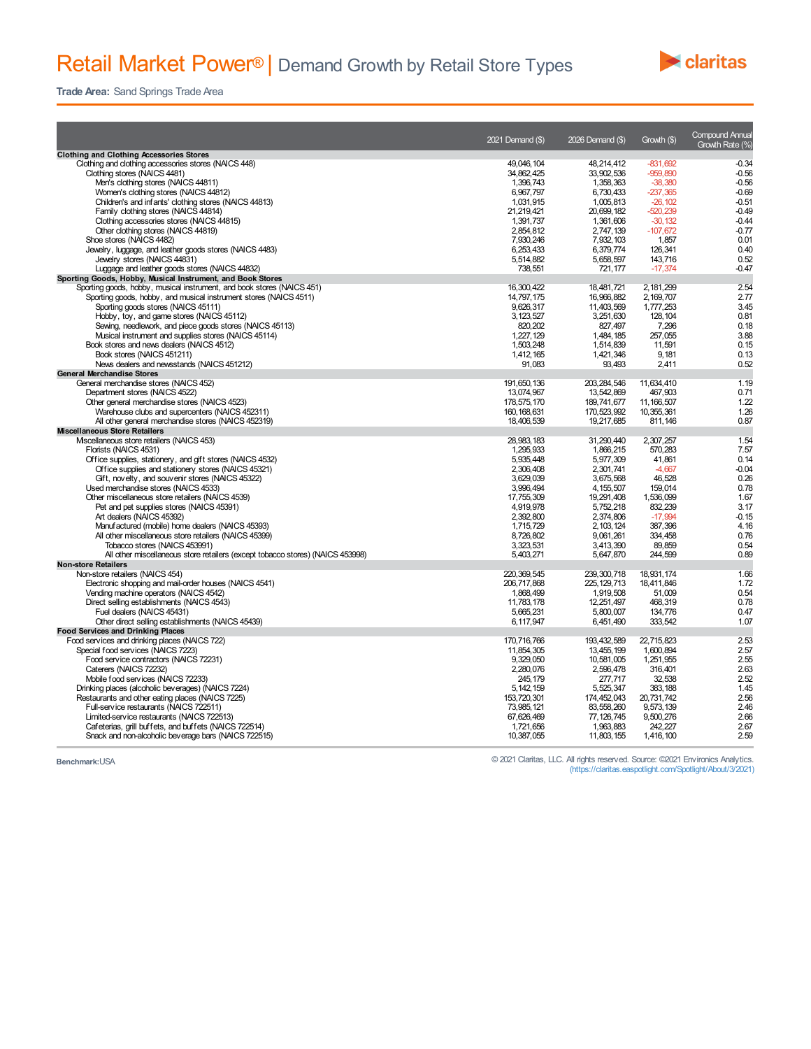# Retail Market Power® | Demand Growth by Retail Store Types

**Trade Area:** Sand Springs Trade Area

| | 2021 Demand ($) | 2026 Demand ($) | Growth ($) | Compound Annual Growth Rate (%) |
|---|---|---|---|---|
| **Clothing and Clothing Accessories Stores** | | | | |
| Clothing and clothing accessories stores (NAICS 448) | 49,046,104 | 48,214,412 | -831,692 | -0.34 |
| Clothing stores (NAICS 4481) | 34,862,425 | 33,902,536 | -959,890 | -0.56 |
| Men's clothing stores (NAICS 44811) | 1,396,743 | 1,358,363 | -38,380 | -0.56 |
| Women's clothing stores (NAICS 44812) | 6,967,797 | 6,730,433 | -237,365 | -0.69 |
| Children's and infants' clothing stores (NAICS 44813) | 1,031,915 | 1,005,813 | -26,102 | -0.51 |
| Family clothing stores (NAICS 44814) | 21,219,421 | 20,699,182 | -520,239 | -0.49 |
| Clothing accessories stores (NAICS 44815) | 1,391,737 | 1,361,606 | -30,132 | -0.44 |
| Other clothing stores (NAICS 44819) | 2,854,812 | 2,747,139 | -107,672 | -0.77 |
| Shoe stores (NAICS 4482) | 7,930,246 | 7,932,103 | 1,857 | 0.01 |
| Jewelry, luggage, and leather goods stores (NAICS 4483) | 6,253,433 | 6,379,774 | 126,341 | 0.40 |
| Jewelry stores (NAICS 44831) | 5,514,882 | 5,658,597 | 143,716 | 0.52 |
| Luggage and leather goods stores (NAICS 44832) | 738,551 | 721,177 | -17,374 | -0.47 |
| **Sporting Goods, Hobby, Musical Instrument, and Book Stores** | | | | |
| Sporting goods, hobby, musical instrument, and book stores (NAICS 451) | 16,300,422 | 18,481,721 | 2,181,299 | 2.54 |
| Sporting goods, hobby, and musical instrument stores (NAICS 4511) | 14,797,175 | 16,966,882 | 2,169,707 | 2.77 |
| Sporting goods stores (NAICS 45111) | 9,626,317 | 11,403,569 | 1,777,253 | 3.45 |
| Hobby, toy, and game stores (NAICS 45112) | 3,123,527 | 3,251,630 | 128,104 | 0.81 |
| Sewing, needlework, and piece goods stores (NAICS 45113) | 820,202 | 827,497 | 7,296 | 0.18 |
| Musical instrument and supplies stores (NAICS 45114) | 1,227,129 | 1,484,185 | 257,055 | 3.88 |
| Book stores and news dealers (NAICS 4512) | 1,503,248 | 1,514,839 | 11,591 | 0.15 |
| Book stores (NAICS 451211) | 1,412,165 | 1,421,346 | 9,181 | 0.13 |
| News dealers and newsstands (NAICS 451212) | 91,083 | 93,493 | 2,411 | 0.52 |
| **General Merchandise Stores** | | | | |
| General merchandise stores (NAICS 452) | 191,650,136 | 203,284,546 | 11,634,410 | 1.19 |
| Department stores (NAICS 4522) | 13,074,967 | 13,542,869 | 467,903 | 0.71 |
| Other general merchandise stores (NAICS 4523) | 178,575,170 | 189,741,677 | 11,166,507 | 1.22 |
| Warehouse clubs and supercenters (NAICS 452311) | 160,168,631 | 170,523,992 | 10,355,361 | 1.26 |
| All other general merchandise stores (NAICS 452319) | 18,406,539 | 19,217,685 | 811,146 | 0.87 |
| **Miscellaneous Store Retailers** | | | | |
| Miscellaneous store retailers (NAICS 453) | 28,983,183 | 31,290,440 | 2,307,257 | 1.54 |
| Florists (NAICS 4531) | 1,295,933 | 1,866,215 | 570,283 | 7.57 |
| Office supplies, stationery, and gift stores (NAICS 4532) | 5,935,448 | 5,977,309 | 41,861 | 0.14 |
| Office supplies and stationery stores (NAICS 45321) | 2,306,408 | 2,301,741 | -4,667 | -0.04 |
| Gift, novelty, and souvenir stores (NAICS 45322) | 3,629,039 | 3,675,568 | 46,528 | 0.26 |
| Used merchandise stores (NAICS 4533) | 3,996,494 | 4,155,507 | 159,014 | 0.78 |
| Other miscellaneous store retailers (NAICS 4539) | 17,755,309 | 19,291,408 | 1,536,099 | 1.67 |
| Pet and pet supplies stores (NAICS 45391) | 4,919,978 | 5,752,218 | 832,239 | 3.17 |
| Art dealers (NAICS 45392) | 2,392,800 | 2,374,806 | -17,994 | -0.15 |
| Manufactured (mobile) home dealers (NAICS 45393) | 1,715,729 | 2,103,124 | 387,396 | 4.16 |
| All other miscellaneous store retailers (NAICS 45399) | 8,726,802 | 9,061,261 | 334,458 | 0.76 |
| Tobacco stores (NAICS 453991) | 3,323,531 | 3,413,390 | 89,859 | 0.54 |
| All other miscellaneous store retailers (except tobacco stores) (NAICS 453998) | 5,403,271 | 5,647,870 | 244,599 | 0.89 |
| **Non-store Retailers** | | | | |
| Non-store retailers (NAICS 454) | 220,369,545 | 239,300,718 | 18,931,174 | 1.66 |
| Electronic shopping and mail-order houses (NAICS 4541) | 206,717,868 | 225,129,713 | 18,411,846 | 1.72 |
| Vending machine operators (NAICS 4542) | 1,868,499 | 1,919,508 | 51,009 | 0.54 |
| Direct selling establishments (NAICS 4543) | 11,783,178 | 12,251,497 | 468,319 | 0.78 |
| Fuel dealers (NAICS 45431) | 5,665,231 | 5,800,007 | 134,776 | 0.47 |
| Other direct selling establishments (NAICS 45439) | 6,117,947 | 6,451,490 | 333,542 | 1.07 |
| **Food Services and Drinking Places** | | | | |
| Food services and drinking places (NAICS 722) | 170,716,766 | 193,432,589 | 22,715,823 | 2.53 |
| Special food services (NAICS 7223) | 11,854,305 | 13,455,199 | 1,600,894 | 2.57 |
| Food service contractors (NAICS 72231) | 9,329,050 | 10,581,005 | 1,251,955 | 2.55 |
| Caterers (NAICS 72232) | 2,280,076 | 2,596,478 | 316,401 | 2.63 |
| Mobile food services (NAICS 72233) | 245,179 | 277,717 | 32,538 | 2.52 |
| Drinking places (alcoholic beverages) (NAICS 7224) | 5,142,159 | 5,525,347 | 383,188 | 1.45 |
| Restaurants and other eating places (NAICS 7225) | 153,720,301 | 174,452,043 | 20,731,742 | 2.56 |
| Full-service restaurants (NAICS 722511) | 73,985,121 | 83,558,260 | 9,573,139 | 2.46 |
| Limited-service restaurants (NAICS 722513) | 67,626,469 | 77,126,745 | 9,500,276 | 2.66 |
| Cafeterias, grill buffets, and buffets (NAICS 722514) | 1,721,656 | 1,963,883 | 242,227 | 2.67 |
| Snack and non-alcoholic beverage bars (NAICS 722515) | 10,387,055 | 11,803,155 | 1,416,100 | 2.59 |

**Benchmark:** USA

© 2021 Claritas, LLC. All rights reserved. Source: ©2021 Environics Analytics. (https://claritas.easpotlight.com/Spotlight/About/3/2021)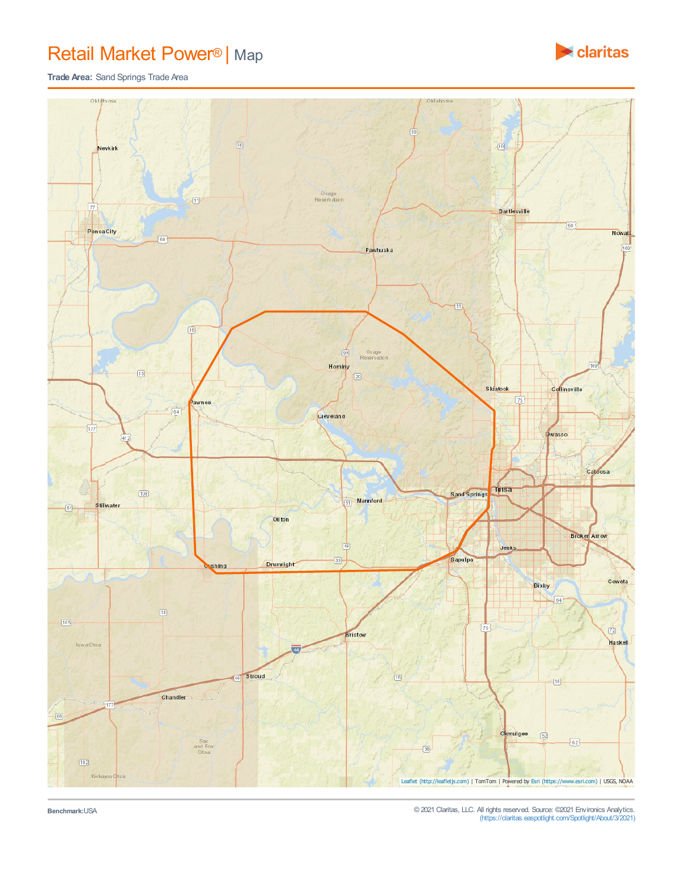# Retail Market Power® | Map

**Trade Area:** Sand Springs Trade Area

Leaflet (http://leafletjs.com) | TomTom | Powered by Esri (https://www.esri.com) | USGS, NOAA

**Benchmark:**USA

© 2021 Claritas, LLC. All rights reserved. Source: ©2021 Environics Analytics. (https://claritas.easpotlight.com/Spotlight/About/3/2021)